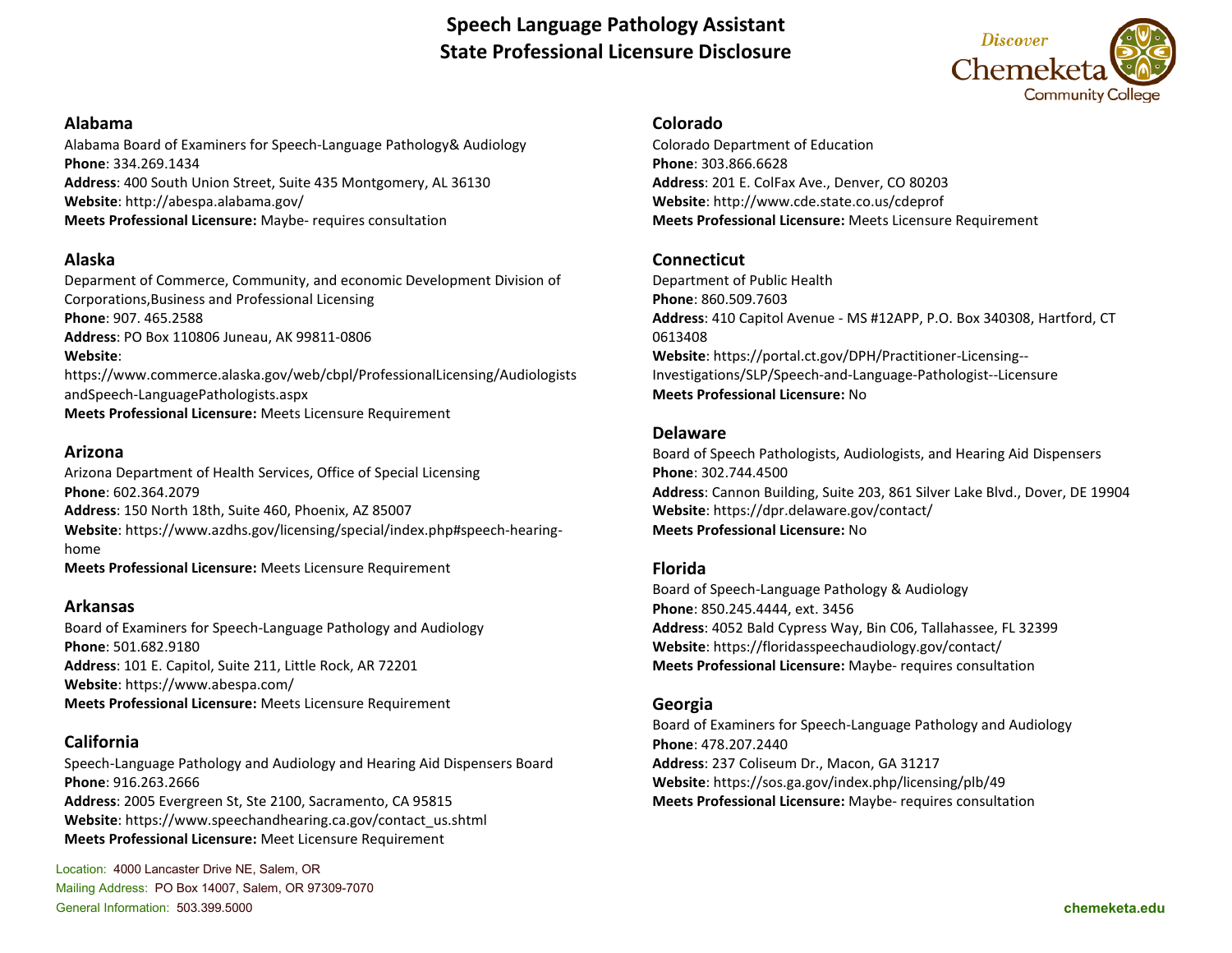# Speech Language Pathology Assistant
# State Professional Licensure Disclosure

## Alabama
Alabama Board of Examiners for Speech-Language Pathology& Audiology
**Phone**: 334.269.1434
**Address**: 400 South Union Street, Suite 435 Montgomery, AL 36130
**Website**: http://abespa.alabama.gov/
**Meets Professional Licensure:** Maybe- requires consultation

## Alaska
Deparment of Commerce, Community, and economic Development Division of Corporations,Business and Professional Licensing
**Phone**: 907. 465.2588
**Address**: PO Box 110806 Juneau, AK 99811-0806
**Website**: https://www.commerce.alaska.gov/web/cbpl/ProfessionalLicensing/AudiologistsandSpeech-LanguagePathologists.aspx
**Meets Professional Licensure:** Meets Licensure Requirement

## Arizona
Arizona Department of Health Services, Office of Special Licensing
**Phone**: 602.364.2079
**Address**: 150 North 18th, Suite 460, Phoenix, AZ 85007
**Website**: https://www.azdhs.gov/licensing/special/index.php#speech-hearing-home
**Meets Professional Licensure:** Meets Licensure Requirement

## Arkansas
Board of Examiners for Speech-Language Pathology and Audiology
**Phone**: 501.682.9180
**Address**: 101 E. Capitol, Suite 211, Little Rock, AR 72201
**Website**: https://www.abespa.com/
**Meets Professional Licensure:** Meets Licensure Requirement

## California
Speech-Language Pathology and Audiology and Hearing Aid Dispensers Board
**Phone**: 916.263.2666
**Address**: 2005 Evergreen St, Ste 2100, Sacramento, CA 95815
**Website**: https://www.speechandhearing.ca.gov/contact_us.shtml
**Meets Professional Licensure:** Meet Licensure Requirement

## Colorado
Colorado Department of Education
**Phone**: 303.866.6628
**Address**: 201 E. ColFax Ave., Denver, CO 80203
**Website**: http://www.cde.state.co.us/cdeprof
**Meets Professional Licensure:** Meets Licensure Requirement

## Connecticut
Department of Public Health
**Phone**: 860.509.7603
**Address**: 410 Capitol Avenue - MS #12APP, P.O. Box 340308, Hartford, CT 0613408
**Website**: https://portal.ct.gov/DPH/Practitioner-Licensing--Investigations/SLP/Speech-and-Language-Pathologist--Licensure
**Meets Professional Licensure:** No

## Delaware
Board of Speech Pathologists, Audiologists, and Hearing Aid Dispensers
**Phone**: 302.744.4500
**Address**: Cannon Building, Suite 203, 861 Silver Lake Blvd., Dover, DE 19904
**Website**: https://dpr.delaware.gov/contact/
**Meets Professional Licensure:** No

## Florida
Board of Speech-Language Pathology & Audiology
**Phone**: 850.245.4444, ext. 3456
**Address**: 4052 Bald Cypress Way, Bin C06, Tallahassee, FL 32399
**Website**: https://floridasspeechaudiology.gov/contact/
**Meets Professional Licensure:** Maybe- requires consultation

## Georgia
Board of Examiners for Speech-Language Pathology and Audiology
**Phone**: 478.207.2440
**Address**: 237 Coliseum Dr., Macon, GA 31217
**Website**: https://sos.ga.gov/index.php/licensing/plb/49
**Meets Professional Licensure:** Maybe- requires consultation

Location: 4000 Lancaster Drive NE, Salem, OR
Mailing Address: PO Box 14007, Salem, OR 97309-7070
General Information: 503.399.5000

chemeketa.edu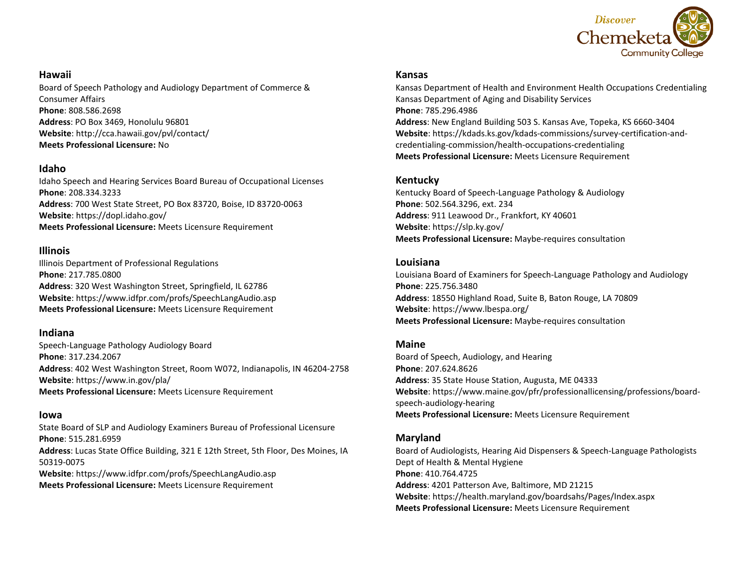## Hawaii

Board of Speech Pathology and Audiology Department of Commerce & Consumer Affairs
**Phone**: 808.586.2698
**Address**: PO Box 3469, Honolulu 96801
**Website**: http://cca.hawaii.gov/pvl/contact/
**Meets Professional Licensure:** No

## Idaho

Idaho Speech and Hearing Services Board Bureau of Occupational Licenses
**Phone**: 208.334.3233
**Address**: 700 West State Street, PO Box 83720, Boise, ID 83720-0063
**Website**: https://dopl.idaho.gov/
**Meets Professional Licensure:** Meets Licensure Requirement

## Illinois

Illinois Department of Professional Regulations
**Phone**: 217.785.0800
**Address**: 320 West Washington Street, Springfield, IL 62786
**Website**: https://www.idfpr.com/profs/SpeechLangAudio.asp
**Meets Professional Licensure:** Meets Licensure Requirement

## Indiana

Speech-Language Pathology Audiology Board
**Phone**: 317.234.2067
**Address**: 402 West Washington Street, Room W072, Indianapolis, IN 46204-2758
**Website**: https://www.in.gov/pla/
**Meets Professional Licensure:** Meets Licensure Requirement

## Iowa

State Board of SLP and Audiology Examiners Bureau of Professional Licensure
**Phone**: 515.281.6959
**Address**: Lucas State Office Building, 321 E 12th Street, 5th Floor, Des Moines, IA 50319-0075
**Website**: https://www.idfpr.com/profs/SpeechLangAudio.asp
**Meets Professional Licensure:** Meets Licensure Requirement

## Kansas

Kansas Department of Health and Environment Health Occupations Credentialing Kansas Department of Aging and Disability Services
**Phone**: 785.296.4986
**Address**: New England Building 503 S. Kansas Ave, Topeka, KS 6660-3404
**Website**: https://kdads.ks.gov/kdads-commissions/survey-certification-and-credentialing-commission/health-occupations-credentialing
**Meets Professional Licensure:** Meets Licensure Requirement

## Kentucky

Kentucky Board of Speech-Language Pathology & Audiology
**Phone**: 502.564.3296, ext. 234
**Address**: 911 Leawood Dr., Frankfort, KY 40601
**Website**: https://slp.ky.gov/
**Meets Professional Licensure:** Maybe-requires consultation

## Louisiana

Louisiana Board of Examiners for Speech-Language Pathology and Audiology
**Phone**: 225.756.3480
**Address**: 18550 Highland Road, Suite B, Baton Rouge, LA 70809
**Website**: https://www.lbespa.org/
**Meets Professional Licensure:** Maybe-requires consultation

## Maine

Board of Speech, Audiology, and Hearing
**Phone**: 207.624.8626
**Address**: 35 State House Station, Augusta, ME 04333
**Website**: https://www.maine.gov/pfr/professionallicensing/professions/board-speech-audiology-hearing
**Meets Professional Licensure:** Meets Licensure Requirement

## Maryland

Board of Audiologists, Hearing Aid Dispensers & Speech-Language Pathologists Dept of Health & Mental Hygiene
**Phone**: 410.764.4725
**Address**: 4201 Patterson Ave, Baltimore, MD 21215
**Website**: https://health.maryland.gov/boardsahs/Pages/Index.aspx
**Meets Professional Licensure:** Meets Licensure Requirement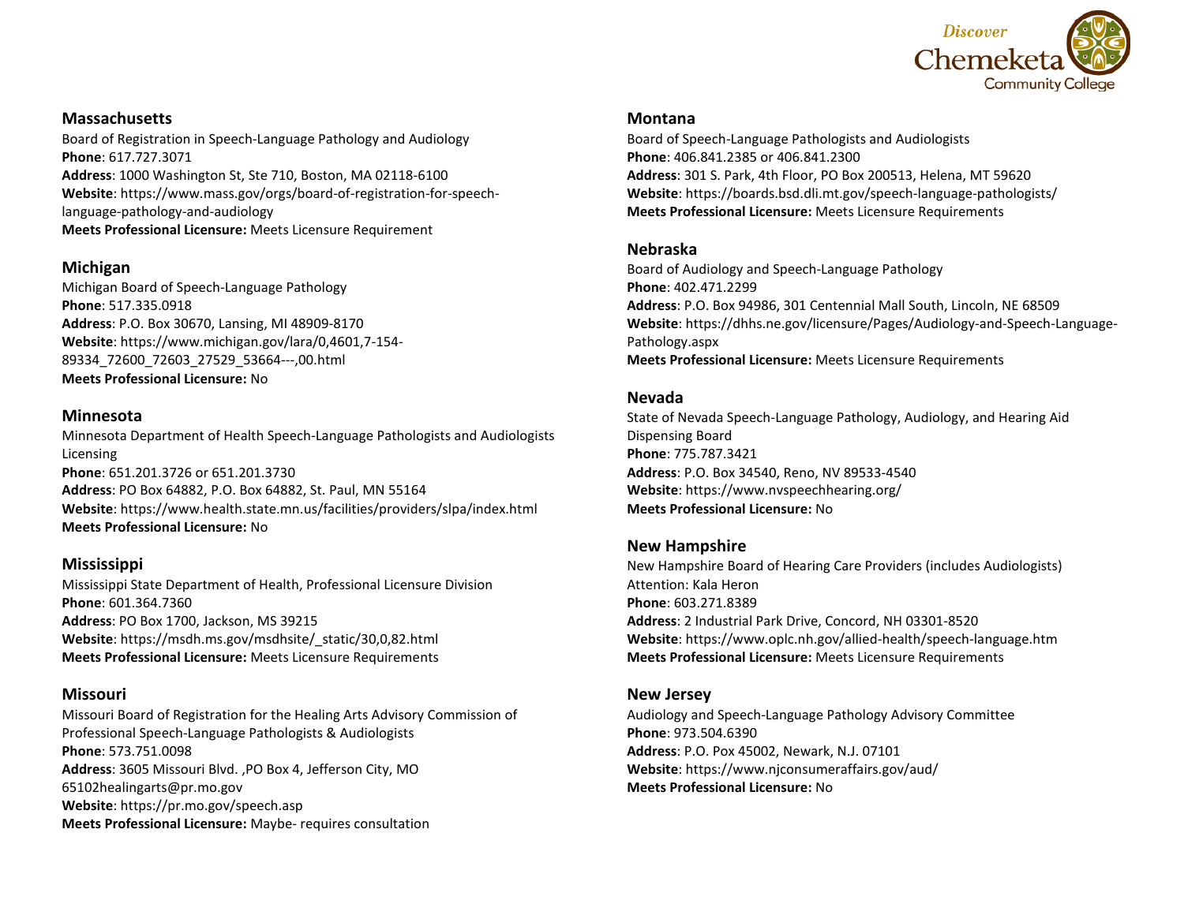## Massachusetts

Board of Registration in Speech-Language Pathology and Audiology
**Phone**: 617.727.3071
**Address**: 1000 Washington St, Ste 710, Boston, MA 02118-6100
**Website**: https://www.mass.gov/orgs/board-of-registration-for-speech-language-pathology-and-audiology
**Meets Professional Licensure:** Meets Licensure Requirement

## Michigan

Michigan Board of Speech-Language Pathology
**Phone**: 517.335.0918
**Address**: P.O. Box 30670, Lansing, MI 48909-8170
**Website**: https://www.michigan.gov/lara/0,4601,7-154-89334_72600_72603_27529_53664---,00.html
**Meets Professional Licensure:** No

## Minnesota

Minnesota Department of Health Speech-Language Pathologists and Audiologists Licensing
**Phone**: 651.201.3726 or 651.201.3730
**Address**: PO Box 64882, P.O. Box 64882, St. Paul, MN 55164
**Website**: https://www.health.state.mn.us/facilities/providers/slpa/index.html
**Meets Professional Licensure:** No

## Mississippi

Mississippi State Department of Health, Professional Licensure Division
**Phone**: 601.364.7360
**Address**: PO Box 1700, Jackson, MS 39215
**Website**: https://msdh.ms.gov/msdhsite/_static/30,0,82.html
**Meets Professional Licensure:** Meets Licensure Requirements

## Missouri

Missouri Board of Registration for the Healing Arts Advisory Commission of Professional Speech-Language Pathologists & Audiologists
**Phone**: 573.751.0098
**Address**: 3605 Missouri Blvd. ,PO Box 4, Jefferson City, MO 65102healingarts@pr.mo.gov
**Website**: https://pr.mo.gov/speech.asp
**Meets Professional Licensure:** Maybe- requires consultation

## Montana

Board of Speech-Language Pathologists and Audiologists
**Phone**: 406.841.2385 or 406.841.2300
**Address**: 301 S. Park, 4th Floor, PO Box 200513, Helena, MT 59620
**Website**: https://boards.bsd.dli.mt.gov/speech-language-pathologists/
**Meets Professional Licensure:** Meets Licensure Requirements

## Nebraska

Board of Audiology and Speech-Language Pathology
**Phone**: 402.471.2299
**Address**: P.O. Box 94986, 301 Centennial Mall South, Lincoln, NE 68509
**Website**: https://dhhs.ne.gov/licensure/Pages/Audiology-and-Speech-Language-Pathology.aspx
**Meets Professional Licensure:** Meets Licensure Requirements

## Nevada

State of Nevada Speech-Language Pathology, Audiology, and Hearing Aid Dispensing Board
**Phone**: 775.787.3421
**Address**: P.O. Box 34540, Reno, NV 89533-4540
**Website**: https://www.nvspeechhearing.org/
**Meets Professional Licensure:** No

## New Hampshire

New Hampshire Board of Hearing Care Providers (includes Audiologists)
Attention: Kala Heron
**Phone**: 603.271.8389
**Address**: 2 Industrial Park Drive, Concord, NH 03301-8520
**Website**: https://www.oplc.nh.gov/allied-health/speech-language.htm
**Meets Professional Licensure:** Meets Licensure Requirements

## New Jersey

Audiology and Speech-Language Pathology Advisory Committee
**Phone**: 973.504.6390
**Address**: P.O. Pox 45002, Newark, N.J. 07101
**Website**: https://www.njconsumeraffairs.gov/aud/
**Meets Professional Licensure:** No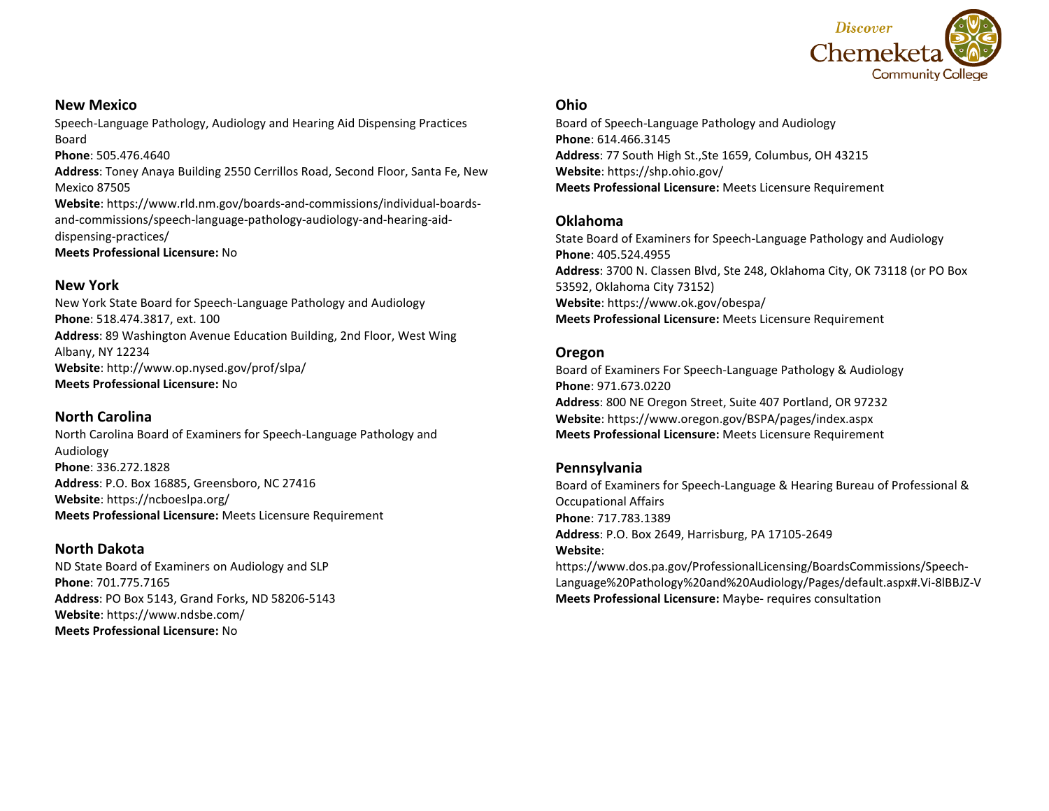### New Mexico

Speech-Language Pathology, Audiology and Hearing Aid Dispensing Practices Board
**Phone**: 505.476.4640
**Address**: Toney Anaya Building 2550 Cerrillos Road, Second Floor, Santa Fe, New Mexico 87505
**Website**: https://www.rld.nm.gov/boards-and-commissions/individual-boards-and-commissions/speech-language-pathology-audiology-and-hearing-aid-dispensing-practices/
**Meets Professional Licensure:** No

### New York

New York State Board for Speech-Language Pathology and Audiology
**Phone**: 518.474.3817, ext. 100
**Address**: 89 Washington Avenue Education Building, 2nd Floor, West Wing Albany, NY 12234
**Website**: http://www.op.nysed.gov/prof/slpa/
**Meets Professional Licensure:** No

### North Carolina

North Carolina Board of Examiners for Speech-Language Pathology and Audiology
**Phone**: 336.272.1828
**Address**: P.O. Box 16885, Greensboro, NC 27416
**Website**: https://ncboeslpa.org/
**Meets Professional Licensure:** Meets Licensure Requirement

### North Dakota

ND State Board of Examiners on Audiology and SLP
**Phone**: 701.775.7165
**Address**: PO Box 5143, Grand Forks, ND 58206-5143
**Website**: https://www.ndsbe.com/
**Meets Professional Licensure:** No

### Ohio

Board of Speech-Language Pathology and Audiology
**Phone**: 614.466.3145
**Address**: 77 South High St.,Ste 1659, Columbus, OH 43215
**Website**: https://shp.ohio.gov/
**Meets Professional Licensure:** Meets Licensure Requirement

### Oklahoma

State Board of Examiners for Speech-Language Pathology and Audiology
**Phone**: 405.524.4955
**Address**: 3700 N. Classen Blvd, Ste 248, Oklahoma City, OK 73118 (or PO Box 53592, Oklahoma City 73152)
**Website**: https://www.ok.gov/obespa/
**Meets Professional Licensure:** Meets Licensure Requirement

### Oregon

Board of Examiners For Speech-Language Pathology & Audiology
**Phone**: 971.673.0220
**Address**: 800 NE Oregon Street, Suite 407 Portland, OR 97232
**Website**: https://www.oregon.gov/BSPA/pages/index.aspx
**Meets Professional Licensure:** Meets Licensure Requirement

### Pennsylvania

Board of Examiners for Speech-Language & Hearing Bureau of Professional & Occupational Affairs
**Phone**: 717.783.1389
**Address**: P.O. Box 2649, Harrisburg, PA 17105-2649
**Website**: https://www.dos.pa.gov/ProfessionalLicensing/BoardsCommissions/Speech-Language%20Pathology%20and%20Audiology/Pages/default.aspx#.Vi-8lBBJZ-V
**Meets Professional Licensure:** Maybe- requires consultation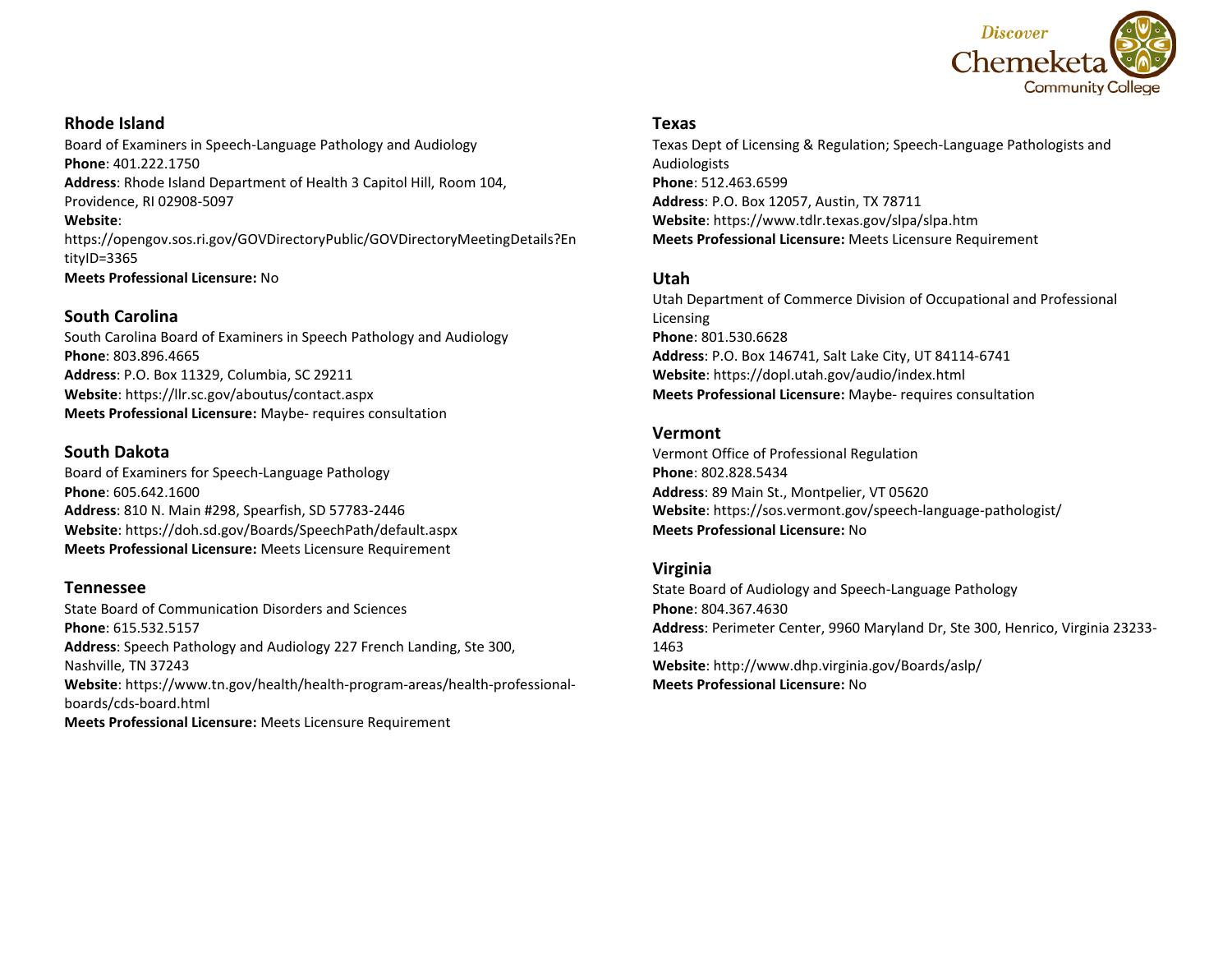### Rhode Island

Board of Examiners in Speech-Language Pathology and Audiology
**Phone**: 401.222.1750
**Address**: Rhode Island Department of Health 3 Capitol Hill, Room 104, Providence, RI 02908-5097
**Website**: https://opengov.sos.ri.gov/GOVDirectoryPublic/GOVDirectoryMeetingDetails?EntityID=3365
**Meets Professional Licensure:** No

### South Carolina

South Carolina Board of Examiners in Speech Pathology and Audiology
**Phone**: 803.896.4665
**Address**: P.O. Box 11329, Columbia, SC 29211
**Website**: https://llr.sc.gov/aboutus/contact.aspx
**Meets Professional Licensure:** Maybe- requires consultation

### South Dakota

Board of Examiners for Speech-Language Pathology
**Phone**: 605.642.1600
**Address**: 810 N. Main #298, Spearfish, SD 57783-2446
**Website**: https://doh.sd.gov/Boards/SpeechPath/default.aspx
**Meets Professional Licensure:** Meets Licensure Requirement

### Tennessee

State Board of Communication Disorders and Sciences
**Phone**: 615.532.5157
**Address**: Speech Pathology and Audiology 227 French Landing, Ste 300, Nashville, TN 37243
**Website**: https://www.tn.gov/health/health-program-areas/health-professional-boards/cds-board.html
**Meets Professional Licensure:** Meets Licensure Requirement

### Texas

Texas Dept of Licensing & Regulation; Speech-Language Pathologists and Audiologists
**Phone**: 512.463.6599
**Address**: P.O. Box 12057, Austin, TX 78711
**Website**: https://www.tdlr.texas.gov/slpa/slpa.htm
**Meets Professional Licensure:** Meets Licensure Requirement

### Utah

Utah Department of Commerce Division of Occupational and Professional Licensing
**Phone**: 801.530.6628
**Address**: P.O. Box 146741, Salt Lake City, UT 84114-6741
**Website**: https://dopl.utah.gov/audio/index.html
**Meets Professional Licensure:** Maybe- requires consultation

### Vermont

Vermont Office of Professional Regulation
**Phone**: 802.828.5434
**Address**: 89 Main St., Montpelier, VT 05620
**Website**: https://sos.vermont.gov/speech-language-pathologist/
**Meets Professional Licensure:** No

### Virginia

State Board of Audiology and Speech-Language Pathology
**Phone**: 804.367.4630
**Address**: Perimeter Center, 9960 Maryland Dr, Ste 300, Henrico, Virginia 23233-1463
**Website**: http://www.dhp.virginia.gov/Boards/aslp/
**Meets Professional Licensure:** No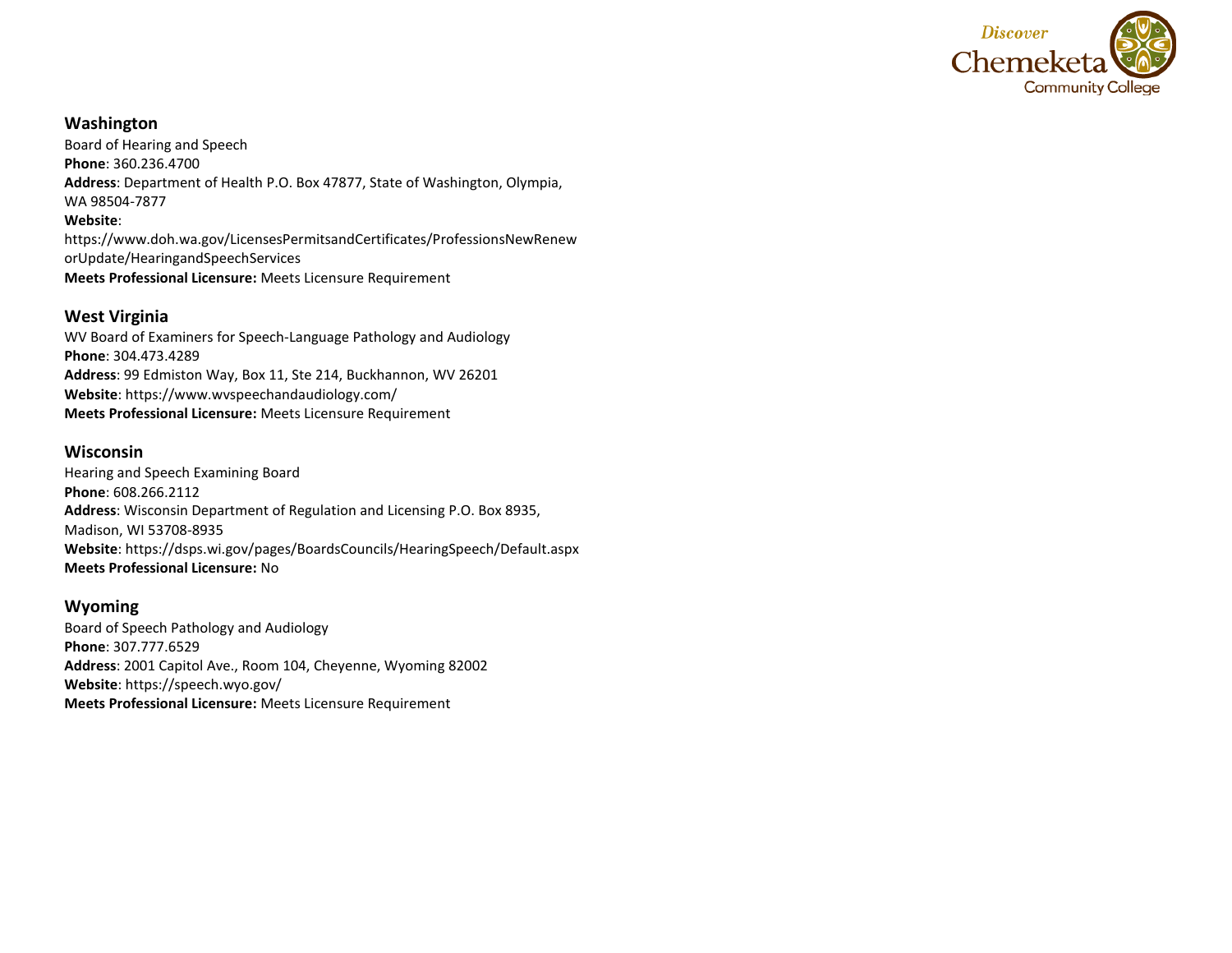### Washington

Board of Hearing and Speech
**Phone**: 360.236.4700
**Address**: Department of Health P.O. Box 47877, State of Washington, Olympia, WA 98504-7877
**Website**: https://www.doh.wa.gov/LicensesPermitsandCertificates/ProfessionsNewReneworUpdate/HearingandSpeechServices
**Meets Professional Licensure:** Meets Licensure Requirement

### West Virginia

WV Board of Examiners for Speech-Language Pathology and Audiology
**Phone**: 304.473.4289
**Address**: 99 Edmiston Way, Box 11, Ste 214, Buckhannon, WV 26201
**Website**: https://www.wvspeechandaudiology.com/
**Meets Professional Licensure:** Meets Licensure Requirement

### Wisconsin

Hearing and Speech Examining Board
**Phone**: 608.266.2112
**Address**: Wisconsin Department of Regulation and Licensing P.O. Box 8935, Madison, WI 53708-8935
**Website**: https://dsps.wi.gov/pages/BoardsCouncils/HearingSpeech/Default.aspx
**Meets Professional Licensure:** No

### Wyoming

Board of Speech Pathology and Audiology
**Phone**: 307.777.6529
**Address**: 2001 Capitol Ave., Room 104, Cheyenne, Wyoming 82002
**Website**: https://speech.wyo.gov/
**Meets Professional Licensure:** Meets Licensure Requirement